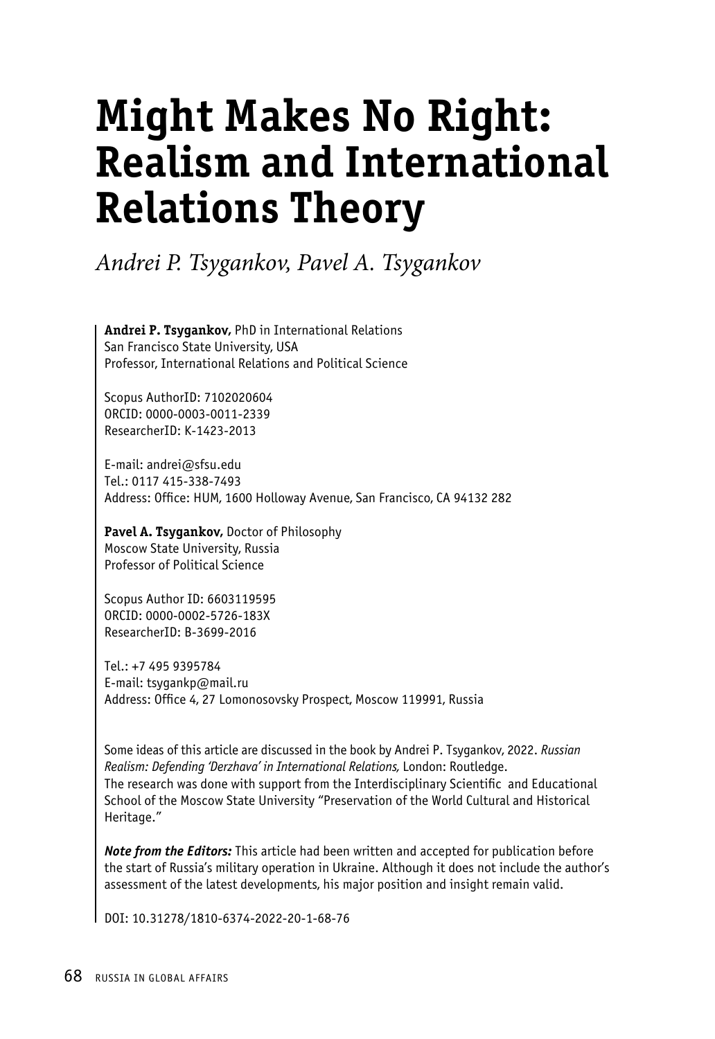# Might Makes No Right: Realism and International Relations Theory

*Andrei P. Tsygankov, Pavel A. Tsygankov*

**Andrei P. Tsygankov,** PhD in International Relations
San Francisco State University, USA
Professor, International Relations and Political Science

Scopus AuthorID: 7102020604
ORCID: 0000-0003-0011-2339
ResearcherID: K-1423-2013

E-mail: andrei@sfsu.edu
Tel.: 0117 415-338-7493
Address: Office: HUM, 1600 Holloway Avenue, San Francisco, CA 94132 282

**Pavel A. Tsygankov,** Doctor of Philosophy
Moscow State University, Russia
Professor of Political Science

Scopus Author ID: 6603119595
ORCID: 0000-0002-5726-183X
ResearcherID: B-3699-2016

Tel.: +7 495 9395784
E-mail: tsygankp@mail.ru
Address: Office 4, 27 Lomonosovsky Prospect, Moscow 119991, Russia

Some ideas of this article are discussed in the book by Andrei P. Tsygankov, 2022. *Russian Realism: Defending 'Derzhava' in International Relations,* London: Routledge.
The research was done with support from the Interdisciplinary Scientific and Educational School of the Moscow State University "Preservation of the World Cultural and Historical Heritage."

***Note from the Editors:*** This article had been written and accepted for publication before the start of Russia's military operation in Ukraine. Although it does not include the author's assessment of the latest developments, his major position and insight remain valid.

DOI: 10.31278/1810-6374-2022-20-1-68-76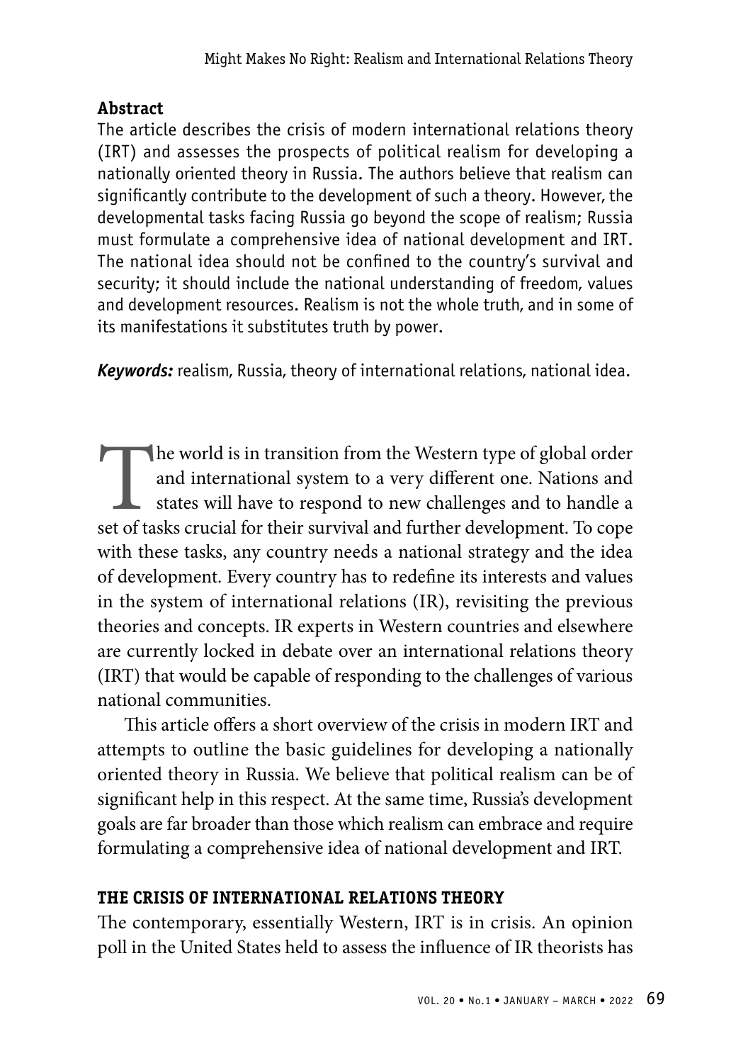### Abstract

The article describes the crisis of modern international relations theory (IRT) and assesses the prospects of political realism for developing a nationally oriented theory in Russia. The authors believe that realism can significantly contribute to the development of such a theory. However, the developmental tasks facing Russia go beyond the scope of realism; Russia must formulate a comprehensive idea of national development and IRT. The national idea should not be confined to the country's survival and security; it should include the national understanding of freedom, values and development resources. Realism is not the whole truth, and in some of its manifestations it substitutes truth by power.

***Keywords:*** realism, Russia, theory of international relations, national idea.

The world is in transition from the Western type of global order and international system to a very different one. Nations and states will have to respond to new challenges and to handle a set of tasks crucial for their survival and further development. To cope with these tasks, any country needs a national strategy and the idea of development. Every country has to redefine its interests and values in the system of international relations (IR), revisiting the previous theories and concepts. IR experts in Western countries and elsewhere are currently locked in debate over an international relations theory (IRT) that would be capable of responding to the challenges of various national communities.

This article offers a short overview of the crisis in modern IRT and attempts to outline the basic guidelines for developing a nationally oriented theory in Russia. We believe that political realism can be of significant help in this respect. At the same time, Russia's development goals are far broader than those which realism can embrace and require formulating a comprehensive idea of national development and IRT.

## THE CRISIS OF INTERNATIONAL RELATIONS THEORY

The contemporary, essentially Western, IRT is in crisis. An opinion poll in the United States held to assess the influence of IR theorists has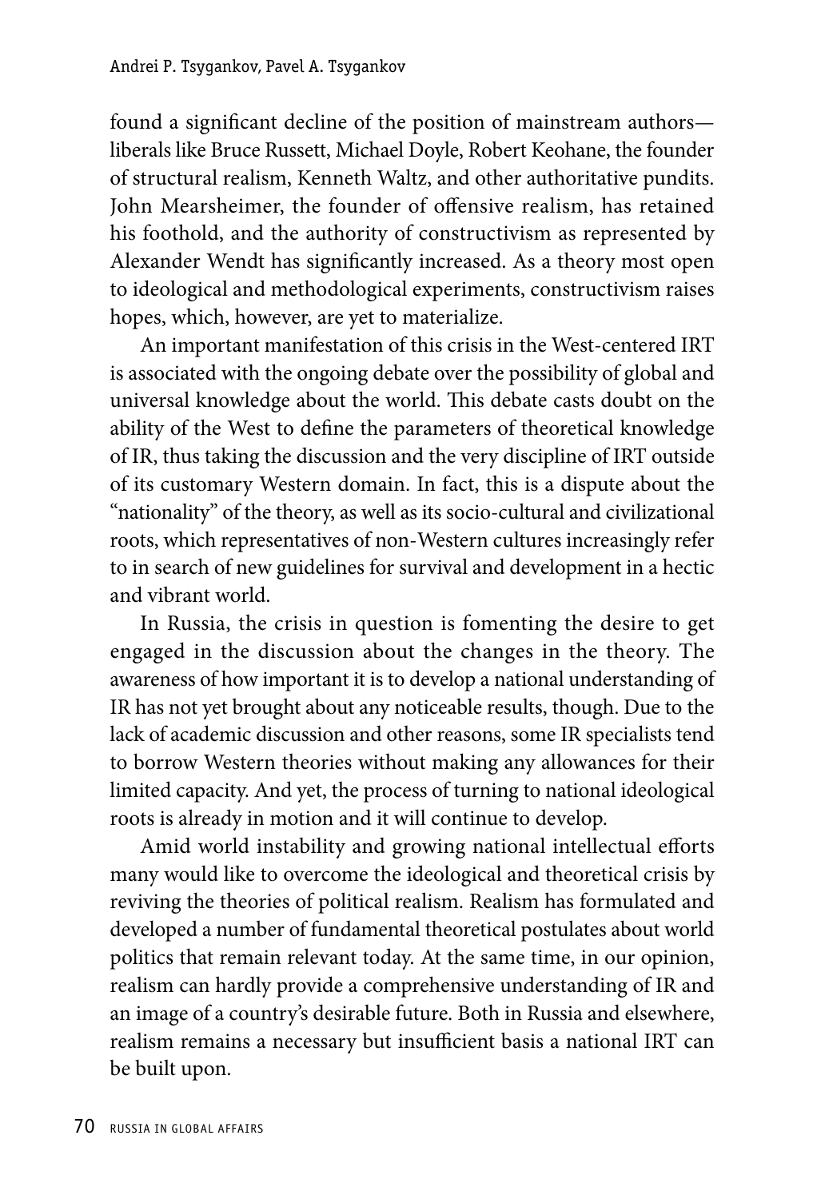found a significant decline of the position of mainstream authors—liberals like Bruce Russett, Michael Doyle, Robert Keohane, the founder of structural realism, Kenneth Waltz, and other authoritative pundits. John Mearsheimer, the founder of offensive realism, has retained his foothold, and the authority of constructivism as represented by Alexander Wendt has significantly increased. As a theory most open to ideological and methodological experiments, constructivism raises hopes, which, however, are yet to materialize.

An important manifestation of this crisis in the West-centered IRT is associated with the ongoing debate over the possibility of global and universal knowledge about the world. This debate casts doubt on the ability of the West to define the parameters of theoretical knowledge of IR, thus taking the discussion and the very discipline of IRT outside of its customary Western domain. In fact, this is a dispute about the "nationality" of the theory, as well as its socio-cultural and civilizational roots, which representatives of non-Western cultures increasingly refer to in search of new guidelines for survival and development in a hectic and vibrant world.

In Russia, the crisis in question is fomenting the desire to get engaged in the discussion about the changes in the theory. The awareness of how important it is to develop a national understanding of IR has not yet brought about any noticeable results, though. Due to the lack of academic discussion and other reasons, some IR specialists tend to borrow Western theories without making any allowances for their limited capacity. And yet, the process of turning to national ideological roots is already in motion and it will continue to develop.

Amid world instability and growing national intellectual efforts many would like to overcome the ideological and theoretical crisis by reviving the theories of political realism. Realism has formulated and developed a number of fundamental theoretical postulates about world politics that remain relevant today. At the same time, in our opinion, realism can hardly provide a comprehensive understanding of IR and an image of a country's desirable future. Both in Russia and elsewhere, realism remains a necessary but insufficient basis a national IRT can be built upon.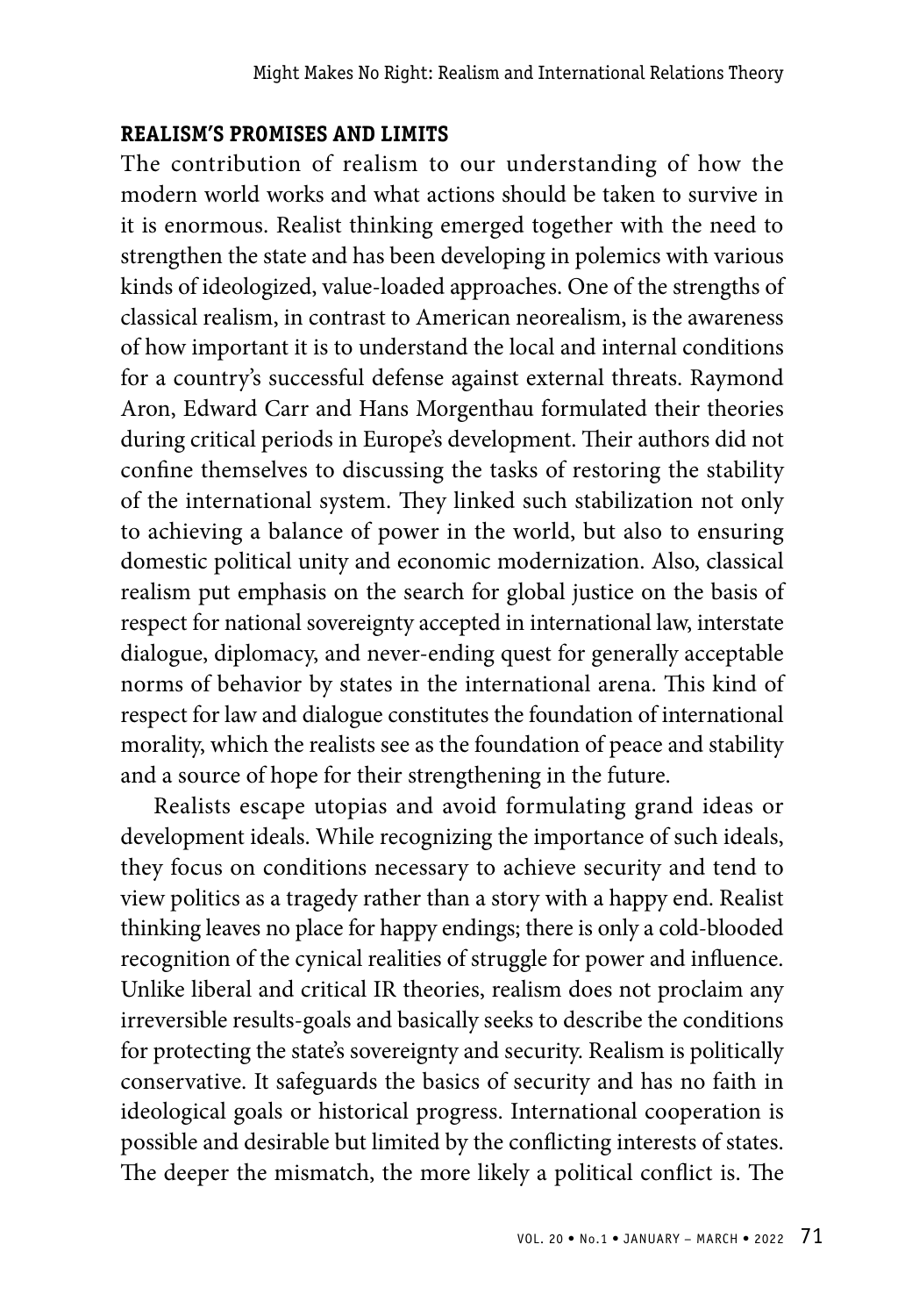## REALISM'S PROMISES AND LIMITS

The contribution of realism to our understanding of how the modern world works and what actions should be taken to survive in it is enormous. Realist thinking emerged together with the need to strengthen the state and has been developing in polemics with various kinds of ideologized, value-loaded approaches. One of the strengths of classical realism, in contrast to American neorealism, is the awareness of how important it is to understand the local and internal conditions for a country's successful defense against external threats. Raymond Aron, Edward Carr and Hans Morgenthau formulated their theories during critical periods in Europe's development. Their authors did not confine themselves to discussing the tasks of restoring the stability of the international system. They linked such stabilization not only to achieving a balance of power in the world, but also to ensuring domestic political unity and economic modernization. Also, classical realism put emphasis on the search for global justice on the basis of respect for national sovereignty accepted in international law, interstate dialogue, diplomacy, and never-ending quest for generally acceptable norms of behavior by states in the international arena. This kind of respect for law and dialogue constitutes the foundation of international morality, which the realists see as the foundation of peace and stability and a source of hope for their strengthening in the future.

Realists escape utopias and avoid formulating grand ideas or development ideals. While recognizing the importance of such ideals, they focus on conditions necessary to achieve security and tend to view politics as a tragedy rather than a story with a happy end. Realist thinking leaves no place for happy endings; there is only a cold-blooded recognition of the cynical realities of struggle for power and influence. Unlike liberal and critical IR theories, realism does not proclaim any irreversible results-goals and basically seeks to describe the conditions for protecting the state's sovereignty and security. Realism is politically conservative. It safeguards the basics of security and has no faith in ideological goals or historical progress. International cooperation is possible and desirable but limited by the conflicting interests of states. The deeper the mismatch, the more likely a political conflict is. The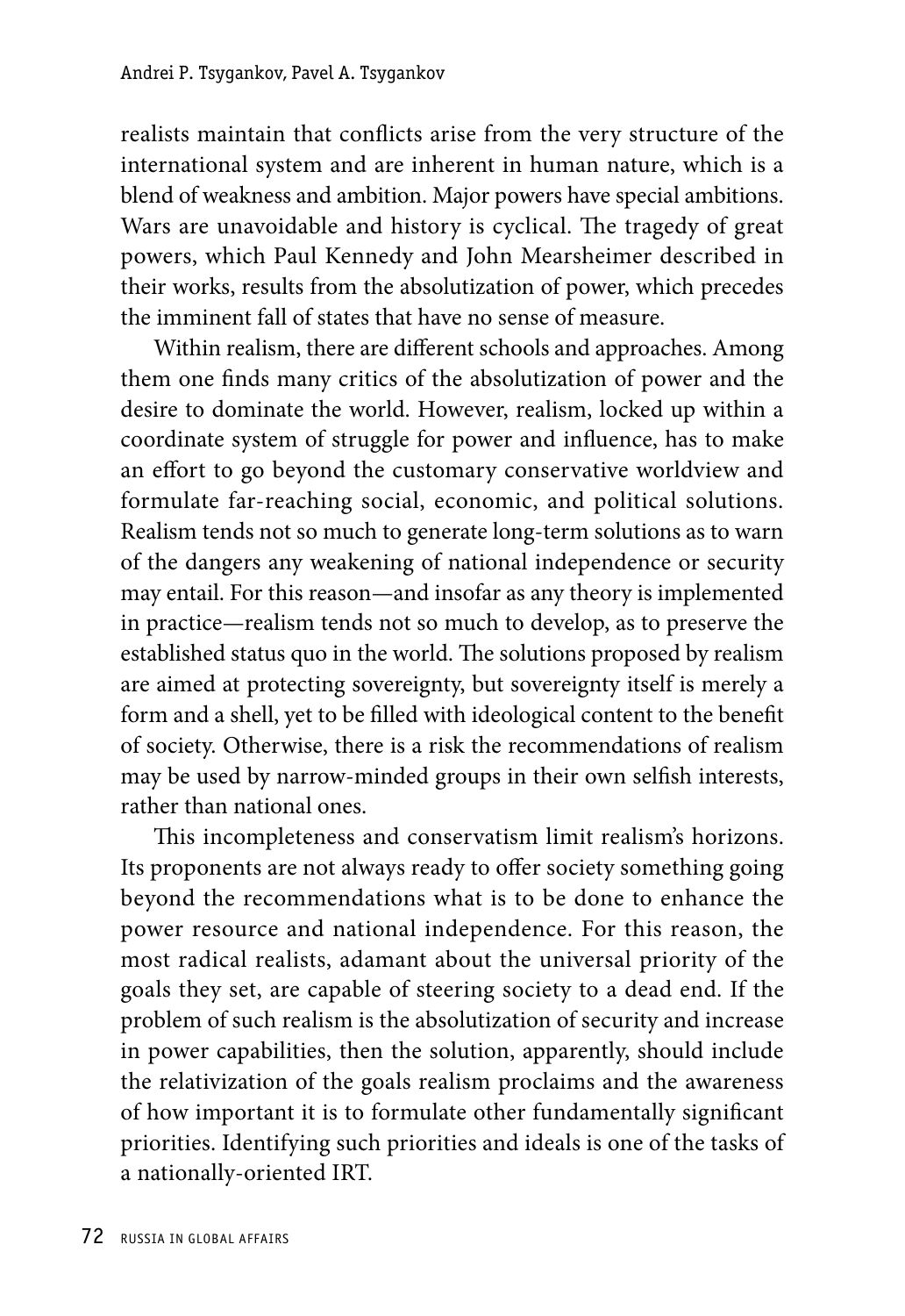realists maintain that conflicts arise from the very structure of the international system and are inherent in human nature, which is a blend of weakness and ambition. Major powers have special ambitions. Wars are unavoidable and history is cyclical. The tragedy of great powers, which Paul Kennedy and John Mearsheimer described in their works, results from the absolutization of power, which precedes the imminent fall of states that have no sense of measure.

Within realism, there are different schools and approaches. Among them one finds many critics of the absolutization of power and the desire to dominate the world. However, realism, locked up within a coordinate system of struggle for power and influence, has to make an effort to go beyond the customary conservative worldview and formulate far-reaching social, economic, and political solutions. Realism tends not so much to generate long-term solutions as to warn of the dangers any weakening of national independence or security may entail. For this reason—and insofar as any theory is implemented in practice—realism tends not so much to develop, as to preserve the established status quo in the world. The solutions proposed by realism are aimed at protecting sovereignty, but sovereignty itself is merely a form and a shell, yet to be filled with ideological content to the benefit of society. Otherwise, there is a risk the recommendations of realism may be used by narrow-minded groups in their own selfish interests, rather than national ones.

This incompleteness and conservatism limit realism's horizons. Its proponents are not always ready to offer society something going beyond the recommendations what is to be done to enhance the power resource and national independence. For this reason, the most radical realists, adamant about the universal priority of the goals they set, are capable of steering society to a dead end. If the problem of such realism is the absolutization of security and increase in power capabilities, then the solution, apparently, should include the relativization of the goals realism proclaims and the awareness of how important it is to formulate other fundamentally significant priorities. Identifying such priorities and ideals is one of the tasks of a nationally-oriented IRT.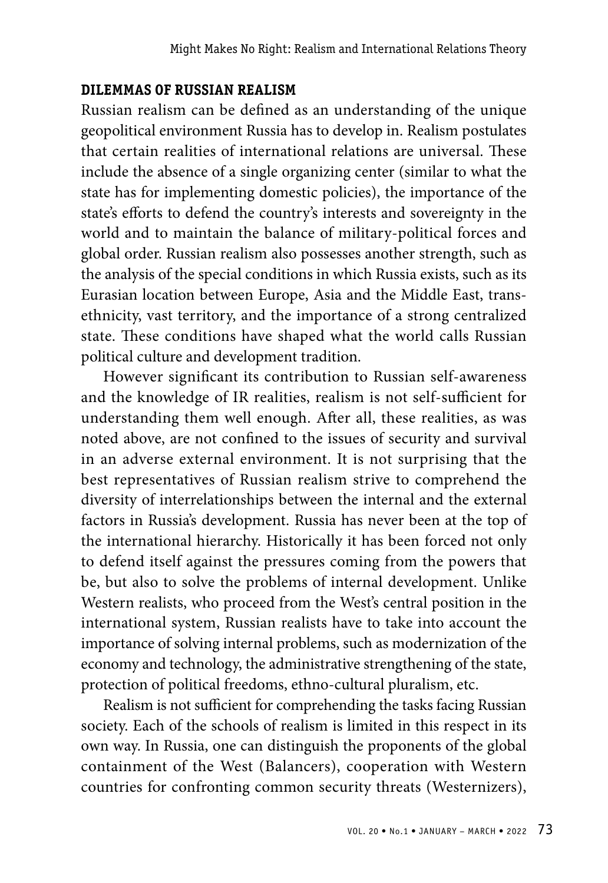## DILEMMAS OF RUSSIAN REALISM

Russian realism can be defined as an understanding of the unique geopolitical environment Russia has to develop in. Realism postulates that certain realities of international relations are universal. These include the absence of a single organizing center (similar to what the state has for implementing domestic policies), the importance of the state's efforts to defend the country's interests and sovereignty in the world and to maintain the balance of military-political forces and global order. Russian realism also possesses another strength, such as the analysis of the special conditions in which Russia exists, such as its Eurasian location between Europe, Asia and the Middle East, trans-ethnicity, vast territory, and the importance of a strong centralized state. These conditions have shaped what the world calls Russian political culture and development tradition.

However significant its contribution to Russian self-awareness and the knowledge of IR realities, realism is not self-sufficient for understanding them well enough. After all, these realities, as was noted above, are not confined to the issues of security and survival in an adverse external environment. It is not surprising that the best representatives of Russian realism strive to comprehend the diversity of interrelationships between the internal and the external factors in Russia's development. Russia has never been at the top of the international hierarchy. Historically it has been forced not only to defend itself against the pressures coming from the powers that be, but also to solve the problems of internal development. Unlike Western realists, who proceed from the West's central position in the international system, Russian realists have to take into account the importance of solving internal problems, such as modernization of the economy and technology, the administrative strengthening of the state, protection of political freedoms, ethno-cultural pluralism, etc.

Realism is not sufficient for comprehending the tasks facing Russian society. Each of the schools of realism is limited in this respect in its own way. In Russia, one can distinguish the proponents of the global containment of the West (Balancers), cooperation with Western countries for confronting common security threats (Westernizers),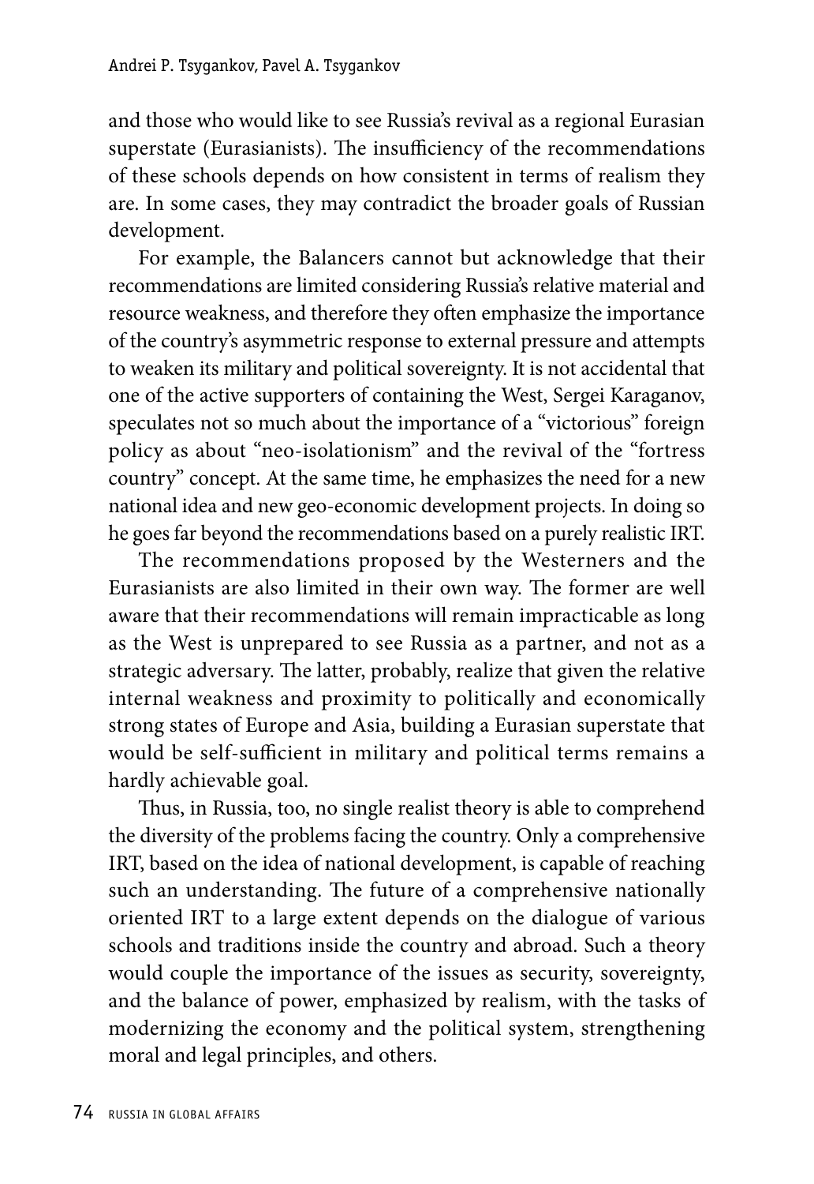and those who would like to see Russia's revival as a regional Eurasian superstate (Eurasianists). The insufficiency of the recommendations of these schools depends on how consistent in terms of realism they are. In some cases, they may contradict the broader goals of Russian development.

For example, the Balancers cannot but acknowledge that their recommendations are limited considering Russia's relative material and resource weakness, and therefore they often emphasize the importance of the country's asymmetric response to external pressure and attempts to weaken its military and political sovereignty. It is not accidental that one of the active supporters of containing the West, Sergei Karaganov, speculates not so much about the importance of a "victorious" foreign policy as about "neo-isolationism" and the revival of the "fortress country" concept. At the same time, he emphasizes the need for a new national idea and new geo-economic development projects. In doing so he goes far beyond the recommendations based on a purely realistic IRT.

The recommendations proposed by the Westerners and the Eurasianists are also limited in their own way. The former are well aware that their recommendations will remain impracticable as long as the West is unprepared to see Russia as a partner, and not as a strategic adversary. The latter, probably, realize that given the relative internal weakness and proximity to politically and economically strong states of Europe and Asia, building a Eurasian superstate that would be self-sufficient in military and political terms remains a hardly achievable goal.

Thus, in Russia, too, no single realist theory is able to comprehend the diversity of the problems facing the country. Only a comprehensive IRT, based on the idea of national development, is capable of reaching such an understanding. The future of a comprehensive nationally oriented IRT to a large extent depends on the dialogue of various schools and traditions inside the country and abroad. Such a theory would couple the importance of the issues as security, sovereignty, and the balance of power, emphasized by realism, with the tasks of modernizing the economy and the political system, strengthening moral and legal principles, and others.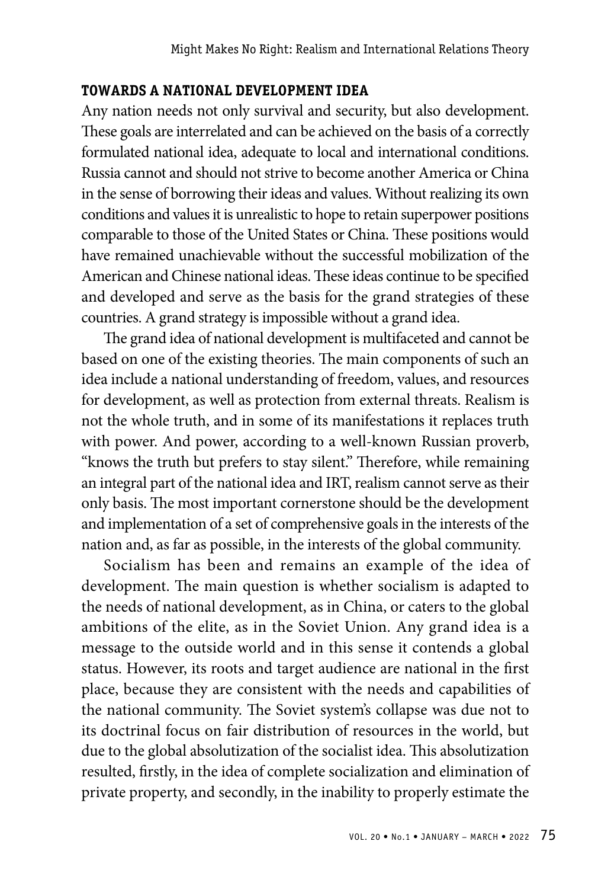## TOWARDS A NATIONAL DEVELOPMENT IDEA

Any nation needs not only survival and security, but also development. These goals are interrelated and can be achieved on the basis of a correctly formulated national idea, adequate to local and international conditions. Russia cannot and should not strive to become another America or China in the sense of borrowing their ideas and values. Without realizing its own conditions and values it is unrealistic to hope to retain superpower positions comparable to those of the United States or China. These positions would have remained unachievable without the successful mobilization of the American and Chinese national ideas. These ideas continue to be specified and developed and serve as the basis for the grand strategies of these countries. A grand strategy is impossible without a grand idea.

The grand idea of national development is multifaceted and cannot be based on one of the existing theories. The main components of such an idea include a national understanding of freedom, values, and resources for development, as well as protection from external threats. Realism is not the whole truth, and in some of its manifestations it replaces truth with power. And power, according to a well-known Russian proverb, "knows the truth but prefers to stay silent." Therefore, while remaining an integral part of the national idea and IRT, realism cannot serve as their only basis. The most important cornerstone should be the development and implementation of a set of comprehensive goals in the interests of the nation and, as far as possible, in the interests of the global community.

Socialism has been and remains an example of the idea of development. The main question is whether socialism is adapted to the needs of national development, as in China, or caters to the global ambitions of the elite, as in the Soviet Union. Any grand idea is a message to the outside world and in this sense it contends a global status. However, its roots and target audience are national in the first place, because they are consistent with the needs and capabilities of the national community. The Soviet system's collapse was due not to its doctrinal focus on fair distribution of resources in the world, but due to the global absolutization of the socialist idea. This absolutization resulted, firstly, in the idea of complete socialization and elimination of private property, and secondly, in the inability to properly estimate the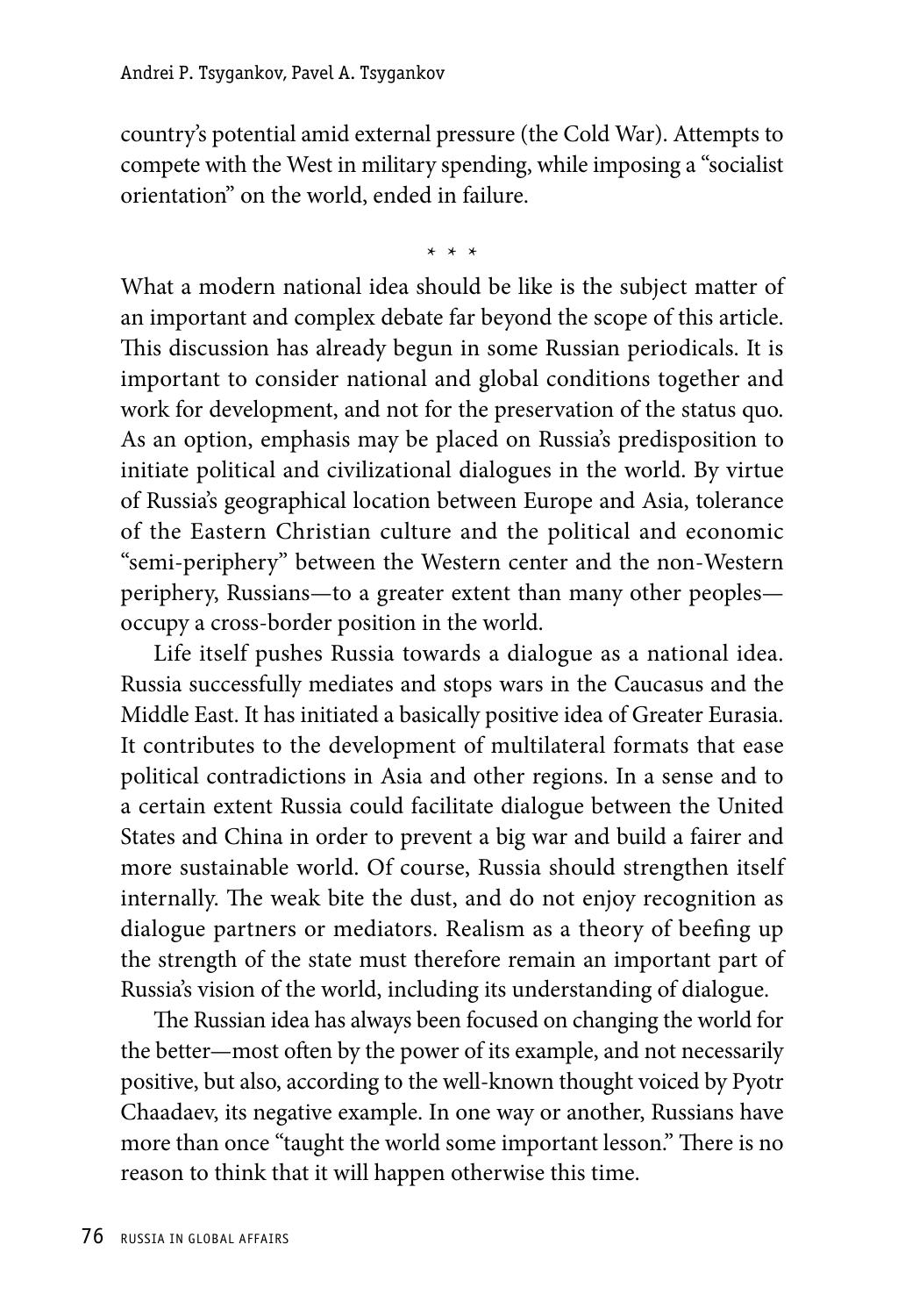country's potential amid external pressure (the Cold War). Attempts to compete with the West in military spending, while imposing a "socialist orientation" on the world, ended in failure.

* * *

What a modern national idea should be like is the subject matter of an important and complex debate far beyond the scope of this article. This discussion has already begun in some Russian periodicals. It is important to consider national and global conditions together and work for development, and not for the preservation of the status quo. As an option, emphasis may be placed on Russia's predisposition to initiate political and civilizational dialogues in the world. By virtue of Russia's geographical location between Europe and Asia, tolerance of the Eastern Christian culture and the political and economic "semi-periphery" between the Western center and the non-Western periphery, Russians—to a greater extent than many other peoples—occupy a cross-border position in the world.

Life itself pushes Russia towards a dialogue as a national idea. Russia successfully mediates and stops wars in the Caucasus and the Middle East. It has initiated a basically positive idea of Greater Eurasia. It contributes to the development of multilateral formats that ease political contradictions in Asia and other regions. In a sense and to a certain extent Russia could facilitate dialogue between the United States and China in order to prevent a big war and build a fairer and more sustainable world. Of course, Russia should strengthen itself internally. The weak bite the dust, and do not enjoy recognition as dialogue partners or mediators. Realism as a theory of beefing up the strength of the state must therefore remain an important part of Russia's vision of the world, including its understanding of dialogue.

The Russian idea has always been focused on changing the world for the better—most often by the power of its example, and not necessarily positive, but also, according to the well-known thought voiced by Pyotr Chaadaev, its negative example. In one way or another, Russians have more than once "taught the world some important lesson." There is no reason to think that it will happen otherwise this time.